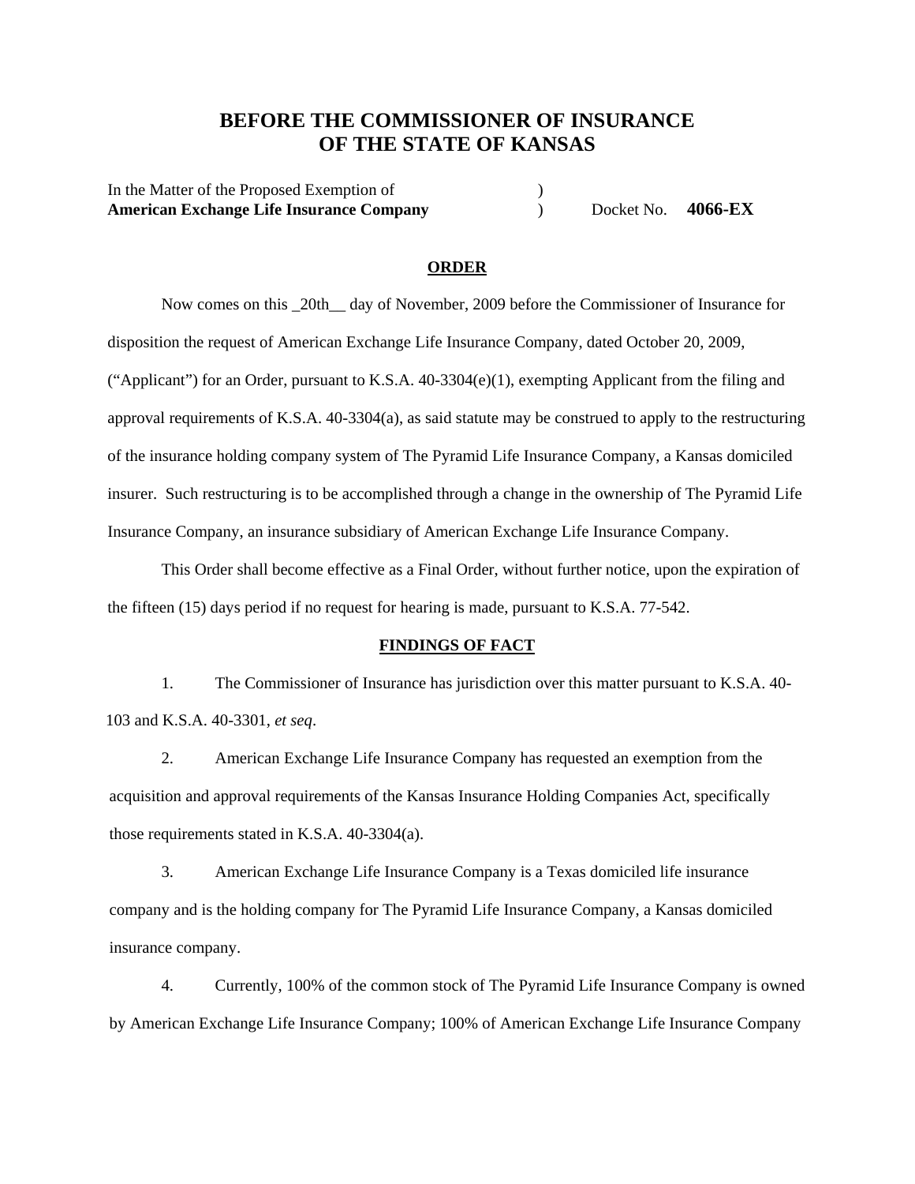# BEFORE THE COMMISSIONER OF INSURANCE
# OF THE STATE OF KANSAS

In the Matter of the Proposed Exemption of )
**American Exchange Life Insurance Company** ) Docket No. **4066-EX**

## ORDER

Now comes on this _20th__ day of November, 2009 before the Commissioner of Insurance for disposition the request of American Exchange Life Insurance Company, dated October 20, 2009, ("Applicant") for an Order, pursuant to K.S.A. 40-3304(e)(1), exempting Applicant from the filing and approval requirements of K.S.A. 40-3304(a), as said statute may be construed to apply to the restructuring of the insurance holding company system of The Pyramid Life Insurance Company, a Kansas domiciled insurer. Such restructuring is to be accomplished through a change in the ownership of The Pyramid Life Insurance Company, an insurance subsidiary of American Exchange Life Insurance Company.

This Order shall become effective as a Final Order, without further notice, upon the expiration of the fifteen (15) days period if no request for hearing is made, pursuant to K.S.A. 77-542.

## FINDINGS OF FACT

1. The Commissioner of Insurance has jurisdiction over this matter pursuant to K.S.A. 40-103 and K.S.A. 40-3301, *et seq*.

2. American Exchange Life Insurance Company has requested an exemption from the acquisition and approval requirements of the Kansas Insurance Holding Companies Act, specifically those requirements stated in K.S.A. 40-3304(a).

3. American Exchange Life Insurance Company is a Texas domiciled life insurance company and is the holding company for The Pyramid Life Insurance Company, a Kansas domiciled insurance company.

4. Currently, 100% of the common stock of The Pyramid Life Insurance Company is owned by American Exchange Life Insurance Company; 100% of American Exchange Life Insurance Company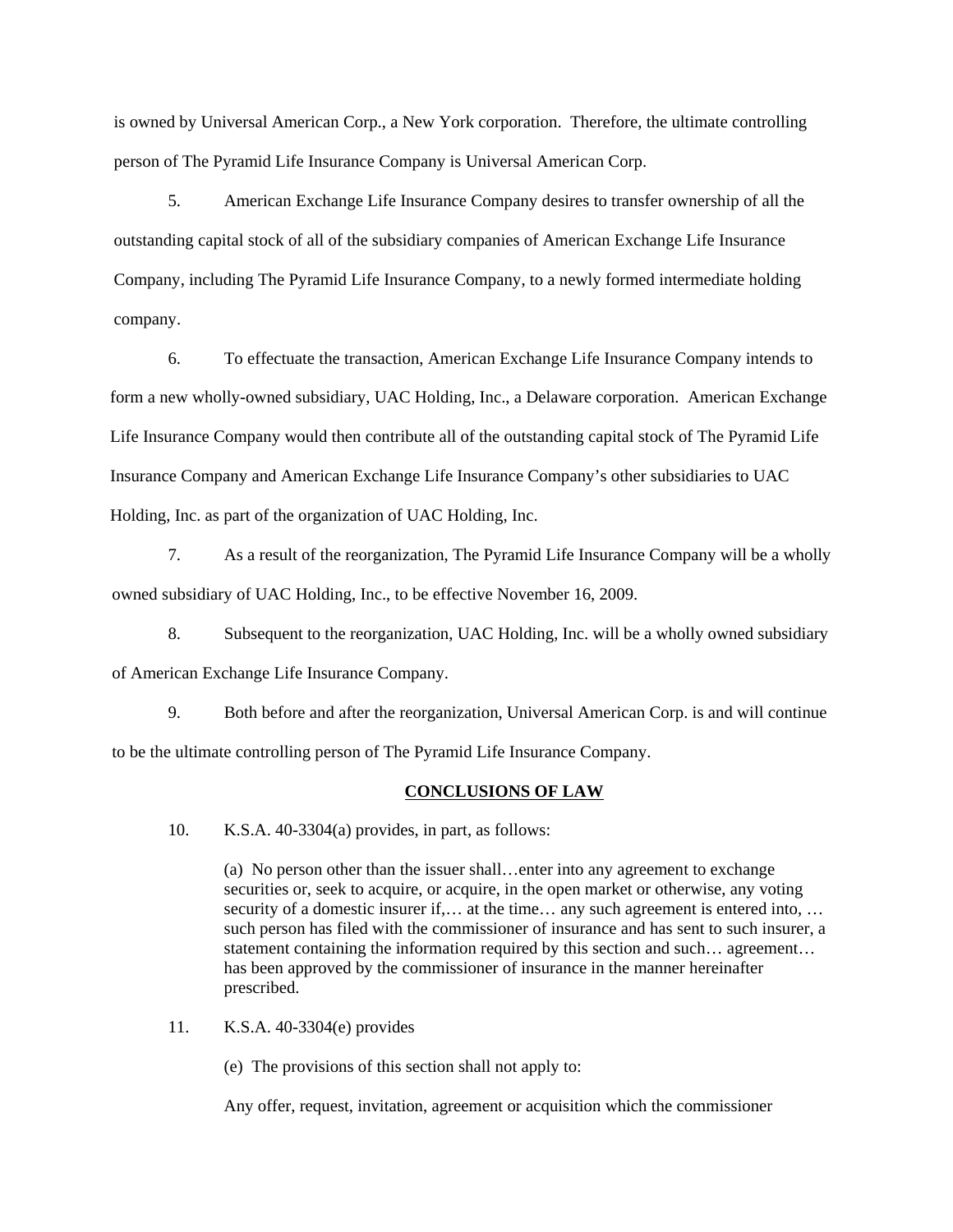is owned by Universal American Corp., a New York corporation. Therefore, the ultimate controlling person of The Pyramid Life Insurance Company is Universal American Corp.

5. American Exchange Life Insurance Company desires to transfer ownership of all the outstanding capital stock of all of the subsidiary companies of American Exchange Life Insurance Company, including The Pyramid Life Insurance Company, to a newly formed intermediate holding company.

6. To effectuate the transaction, American Exchange Life Insurance Company intends to form a new wholly-owned subsidiary, UAC Holding, Inc., a Delaware corporation. American Exchange Life Insurance Company would then contribute all of the outstanding capital stock of The Pyramid Life Insurance Company and American Exchange Life Insurance Company's other subsidiaries to UAC Holding, Inc. as part of the organization of UAC Holding, Inc.

7. As a result of the reorganization, The Pyramid Life Insurance Company will be a wholly owned subsidiary of UAC Holding, Inc., to be effective November 16, 2009.

8. Subsequent to the reorganization, UAC Holding, Inc. will be a wholly owned subsidiary of American Exchange Life Insurance Company.

9. Both before and after the reorganization, Universal American Corp. is and will continue to be the ultimate controlling person of The Pyramid Life Insurance Company.

## CONCLUSIONS OF LAW

10. K.S.A. 40-3304(a) provides, in part, as follows:

> (a) No person other than the issuer shall…enter into any agreement to exchange securities or, seek to acquire, or acquire, in the open market or otherwise, any voting security of a domestic insurer if,… at the time… any such agreement is entered into, … such person has filed with the commissioner of insurance and has sent to such insurer, a statement containing the information required by this section and such… agreement… has been approved by the commissioner of insurance in the manner hereinafter prescribed.

11. K.S.A. 40-3304(e) provides

> (e) The provisions of this section shall not apply to:
>
> Any offer, request, invitation, agreement or acquisition which the commissioner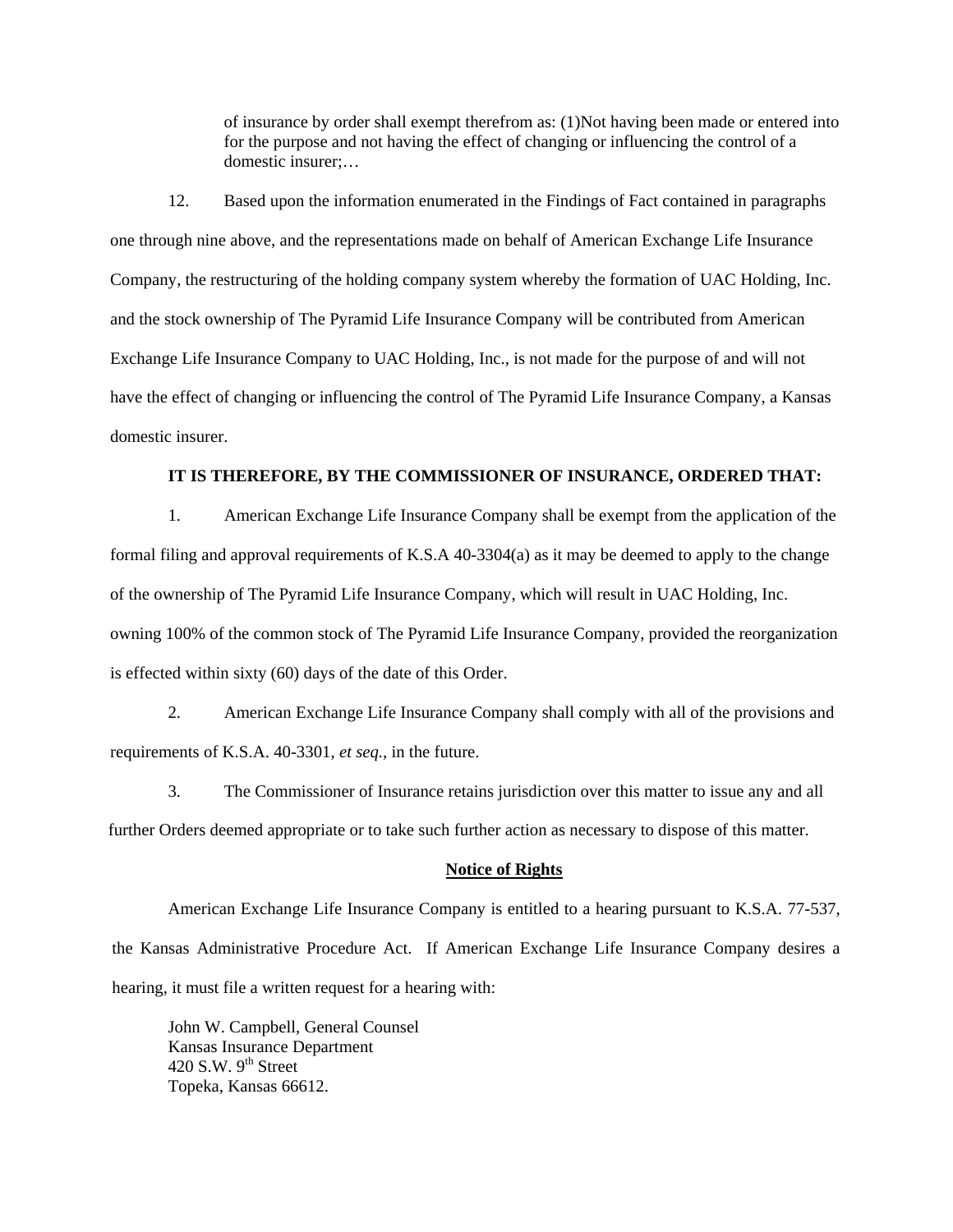of insurance by order shall exempt therefrom as: (1)Not having been made or entered into for the purpose and not having the effect of changing or influencing the control of a domestic insurer;…

12. Based upon the information enumerated in the Findings of Fact contained in paragraphs one through nine above, and the representations made on behalf of American Exchange Life Insurance Company, the restructuring of the holding company system whereby the formation of UAC Holding, Inc. and the stock ownership of The Pyramid Life Insurance Company will be contributed from American Exchange Life Insurance Company to UAC Holding, Inc., is not made for the purpose of and will not have the effect of changing or influencing the control of The Pyramid Life Insurance Company, a Kansas domestic insurer.

**IT IS THEREFORE, BY THE COMMISSIONER OF INSURANCE, ORDERED THAT:**

1. American Exchange Life Insurance Company shall be exempt from the application of the formal filing and approval requirements of K.S.A 40-3304(a) as it may be deemed to apply to the change of the ownership of The Pyramid Life Insurance Company, which will result in UAC Holding, Inc. owning 100% of the common stock of The Pyramid Life Insurance Company, provided the reorganization is effected within sixty (60) days of the date of this Order.

2. American Exchange Life Insurance Company shall comply with all of the provisions and requirements of K.S.A. 40-3301, *et seq.*, in the future.

3. The Commissioner of Insurance retains jurisdiction over this matter to issue any and all further Orders deemed appropriate or to take such further action as necessary to dispose of this matter.

**Notice of Rights**

American Exchange Life Insurance Company is entitled to a hearing pursuant to K.S.A. 77-537, the Kansas Administrative Procedure Act. If American Exchange Life Insurance Company desires a hearing, it must file a written request for a hearing with:

John W. Campbell, General Counsel
Kansas Insurance Department
420 S.W. 9th Street
Topeka, Kansas 66612.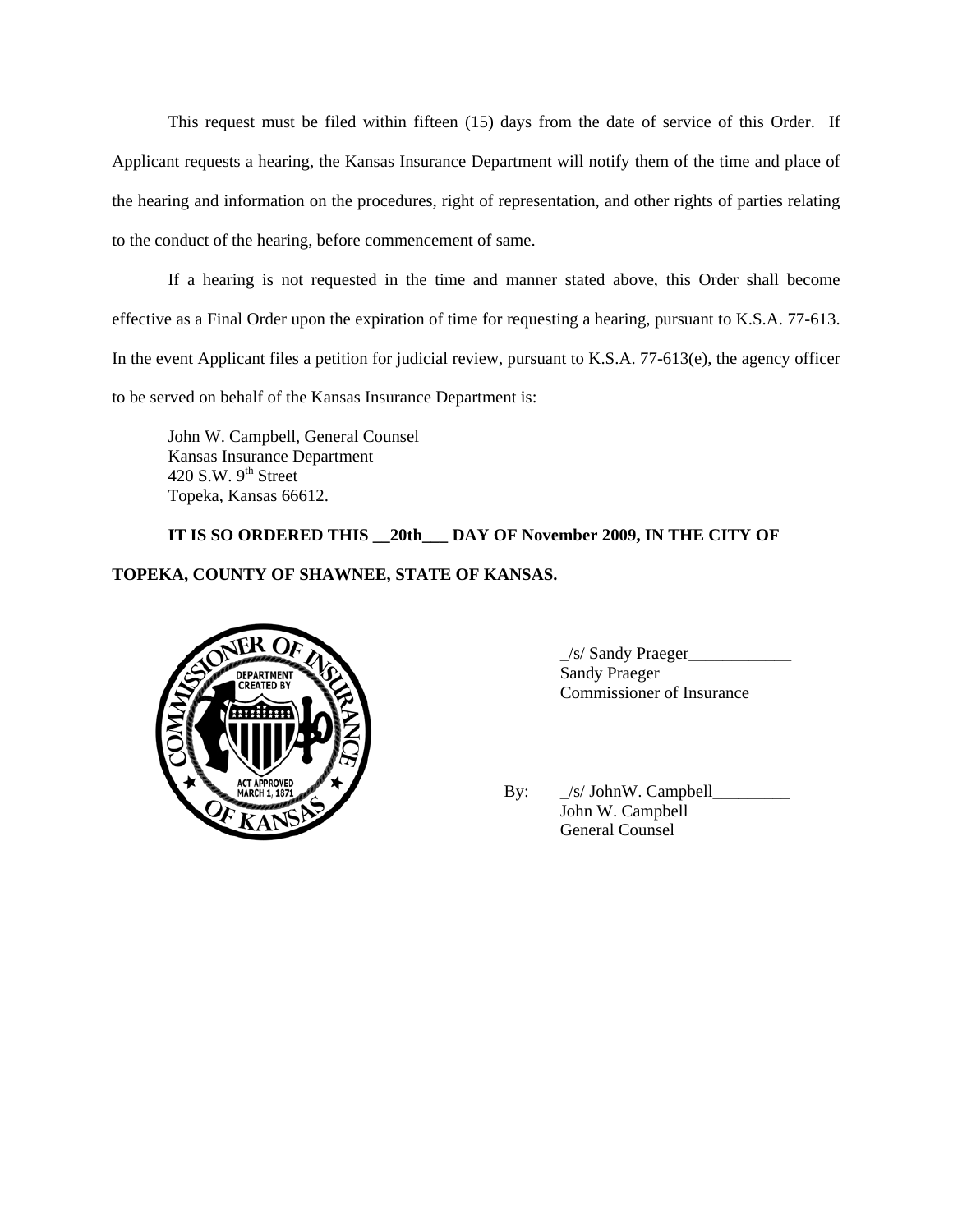This request must be filed within fifteen (15) days from the date of service of this Order. If Applicant requests a hearing, the Kansas Insurance Department will notify them of the time and place of the hearing and information on the procedures, right of representation, and other rights of parties relating to the conduct of the hearing, before commencement of same.

If a hearing is not requested in the time and manner stated above, this Order shall become effective as a Final Order upon the expiration of time for requesting a hearing, pursuant to K.S.A. 77-613. In the event Applicant files a petition for judicial review, pursuant to K.S.A. 77-613(e), the agency officer to be served on behalf of the Kansas Insurance Department is:

John W. Campbell, General Counsel
Kansas Insurance Department
420 S.W. 9th Street
Topeka, Kansas 66612.

**IT IS SO ORDERED THIS __20th___ DAY OF November 2009, IN THE CITY OF TOPEKA, COUNTY OF SHAWNEE, STATE OF KANSAS.**

_/s/ Sandy Praeger____________
Sandy Praeger
Commissioner of Insurance

By: _/s/ JohnW. Campbell_________
John W. Campbell
General Counsel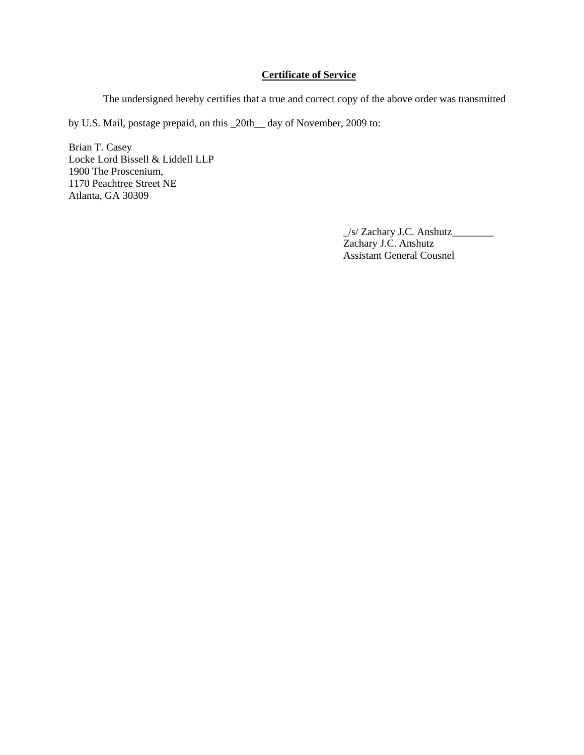**Certificate of Service**

The undersigned hereby certifies that a true and correct copy of the above order was transmitted by U.S. Mail, postage prepaid, on this _20th__ day of November, 2009 to:

Brian T. Casey  
Locke Lord Bissell & Liddell LLP  
1900 The Proscenium,  
1170 Peachtree Street NE  
Atlanta, GA 30309

_/s/ Zachary J.C. Anshutz________  
Zachary J.C. Anshutz  
Assistant General Cousnel